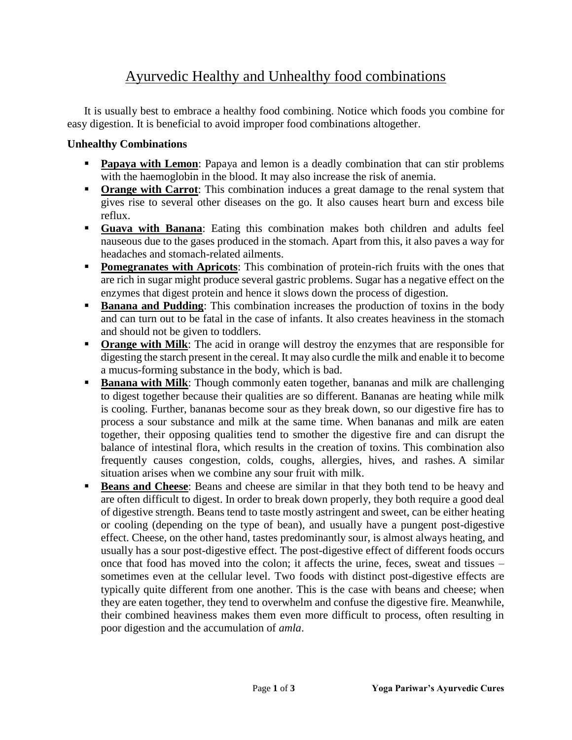# Ayurvedic Healthy and Unhealthy food combinations

It is usually best to embrace a healthy food combining. Notice which foods you combine for easy digestion. It is beneficial to avoid improper food combinations altogether.

**Unhealthy Combinations**

- **Papaya with Lemon**: Papaya and lemon is a deadly combination that can stir problems with the haemoglobin in the blood. It may also increase the risk of anemia.
- **Orange with Carrot**: This combination induces a great damage to the renal system that gives rise to several other diseases on the go. It also causes heart burn and excess bile reflux.
- **Guava with Banana**: Eating this combination makes both children and adults feel nauseous due to the gases produced in the stomach. Apart from this, it also paves a way for headaches and stomach-related ailments.
- **Pomegranates with Apricots**: This combination of protein-rich fruits with the ones that are rich in sugar might produce several gastric problems. Sugar has a negative effect on the enzymes that digest protein and hence it slows down the process of digestion.
- **Banana and Pudding**: This combination increases the production of toxins in the body and can turn out to be fatal in the case of infants. It also creates heaviness in the stomach and should not be given to toddlers.
- **Orange with Milk**: The acid in orange will destroy the enzymes that are responsible for digesting the starch present in the cereal. It may also curdle the milk and enable it to become a mucus-forming substance in the body, which is bad.
- **Banana with Milk**: Though commonly eaten together, bananas and milk are challenging to digest together because their qualities are so different. Bananas are heating while milk is cooling. Further, bananas become sour as they break down, so our digestive fire has to process a sour substance and milk at the same time. When bananas and milk are eaten together, their opposing qualities tend to smother the digestive fire and can disrupt the balance of intestinal flora, which results in the creation of toxins. This combination also frequently causes congestion, colds, coughs, allergies, hives, and rashes. A similar situation arises when we combine any sour fruit with milk.
- **Beans and Cheese**: Beans and cheese are similar in that they both tend to be heavy and are often difficult to digest. In order to break down properly, they both require a good deal of digestive strength. Beans tend to taste mostly astringent and sweet, can be either heating or cooling (depending on the type of bean), and usually have a pungent post-digestive effect. Cheese, on the other hand, tastes predominantly sour, is almost always heating, and usually has a sour post-digestive effect. The post-digestive effect of different foods occurs once that food has moved into the colon; it affects the urine, feces, sweat and tissues – sometimes even at the cellular level. Two foods with distinct post-digestive effects are typically quite different from one another. This is the case with beans and cheese; when they are eaten together, they tend to overwhelm and confuse the digestive fire. Meanwhile, their combined heaviness makes them even more difficult to process, often resulting in poor digestion and the accumulation of *amla*.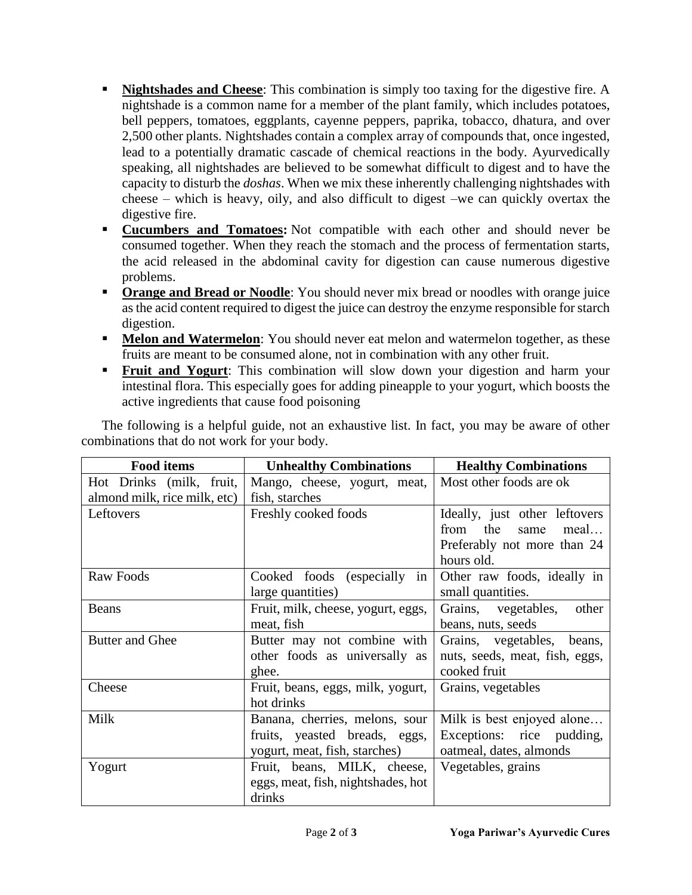- **Nightshades and Cheese**: This combination is simply too taxing for the digestive fire. A nightshade is a common name for a member of the plant family, which includes potatoes, bell peppers, tomatoes, eggplants, cayenne peppers, paprika, tobacco, dhatura, and over 2,500 other plants. Nightshades contain a complex array of compounds that, once ingested, lead to a potentially dramatic cascade of chemical reactions in the body. Ayurvedically speaking, all nightshades are believed to be somewhat difficult to digest and to have the capacity to disturb the *doshas*. When we mix these inherently challenging nightshades with cheese – which is heavy, oily, and also difficult to digest –we can quickly overtax the digestive fire.
- **Cucumbers and Tomatoes:** Not compatible with each other and should never be consumed together. When they reach the stomach and the process of fermentation starts, the acid released in the abdominal cavity for digestion can cause numerous digestive problems.
- **Orange and Bread or Noodle**: You should never mix bread or noodles with orange juice as the acid content required to digest the juice can destroy the enzyme responsible for starch digestion.
- **Melon and Watermelon**: You should never eat melon and watermelon together, as these fruits are meant to be consumed alone, not in combination with any other fruit.
- **Fruit and Yogurt**: This combination will slow down your digestion and harm your intestinal flora. This especially goes for adding pineapple to your yogurt, which boosts the active ingredients that cause food poisoning

The following is a helpful guide, not an exhaustive list. In fact, you may be aware of other combinations that do not work for your body.

| Food items | Unhealthy Combinations | Healthy Combinations |
|---|---|---|
| Hot Drinks (milk, fruit, almond milk, rice milk, etc) | Mango, cheese, yogurt, meat, fish, starches | Most other foods are ok |
| Leftovers | Freshly cooked foods | Ideally, just other leftovers from the same meal… Preferably not more than 24 hours old. |
| Raw Foods | Cooked foods (especially in large quantities) | Other raw foods, ideally in small quantities. |
| Beans | Fruit, milk, cheese, yogurt, eggs, meat, fish | Grains, vegetables, other beans, nuts, seeds |
| Butter and Ghee | Butter may not combine with other foods as universally as ghee. | Grains, vegetables, beans, nuts, seeds, meat, fish, eggs, cooked fruit |
| Cheese | Fruit, beans, eggs, milk, yogurt, hot drinks | Grains, vegetables |
| Milk | Banana, cherries, melons, sour fruits, yeasted breads, eggs, yogurt, meat, fish, starches) | Milk is best enjoyed alone… Exceptions: rice pudding, oatmeal, dates, almonds |
| Yogurt | Fruit, beans, MILK, cheese, eggs, meat, fish, nightshades, hot drinks | Vegetables, grains |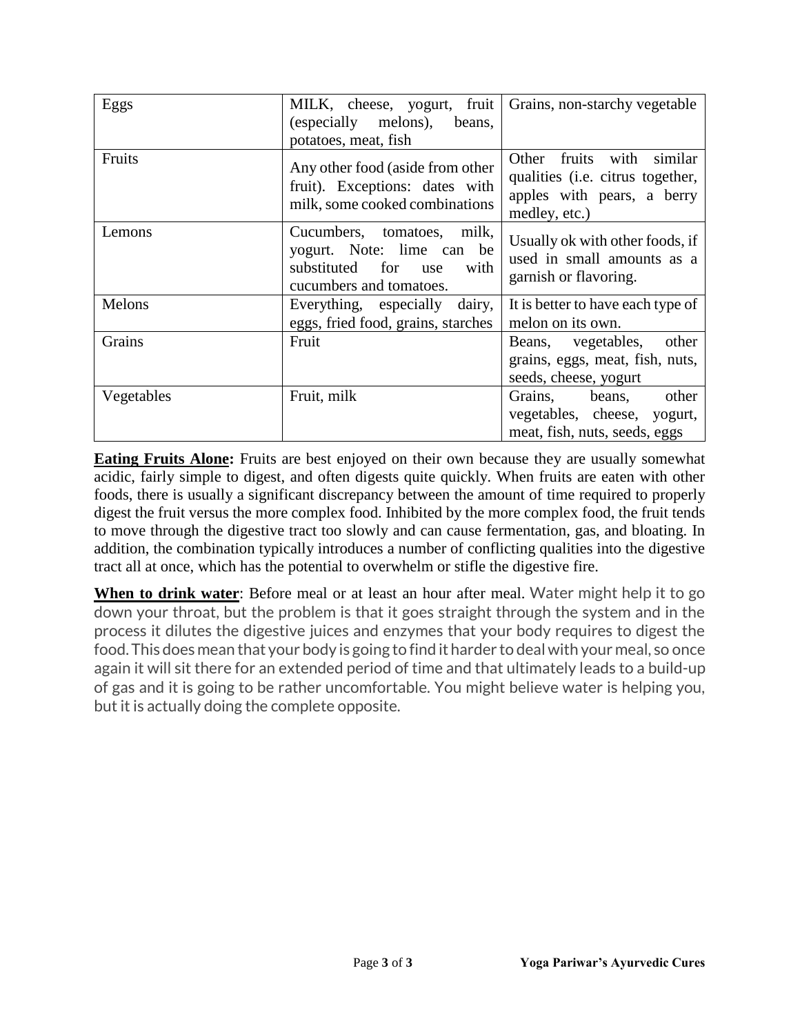| | | |
|---|---|---|
| Eggs | MILK, cheese, yogurt, fruit (especially melons), beans, potatoes, meat, fish | Grains, non-starchy vegetable |
| Fruits | Any other food (aside from other fruit). Exceptions: dates with milk, some cooked combinations | Other fruits with similar qualities (i.e. citrus together, apples with pears, a berry medley, etc.) |
| Lemons | Cucumbers, tomatoes, milk, yogurt. Note: lime can be substituted for use with cucumbers and tomatoes. | Usually ok with other foods, if used in small amounts as a garnish or flavoring. |
| Melons | Everything, especially dairy, eggs, fried food, grains, starches | It is better to have each type of melon on its own. |
| Grains | Fruit | Beans, vegetables, other grains, eggs, meat, fish, nuts, seeds, cheese, yogurt |
| Vegetables | Fruit, milk | Grains, beans, other vegetables, cheese, yogurt, meat, fish, nuts, seeds, eggs |

**Eating Fruits Alone:** Fruits are best enjoyed on their own because they are usually somewhat acidic, fairly simple to digest, and often digests quite quickly. When fruits are eaten with other foods, there is usually a significant discrepancy between the amount of time required to properly digest the fruit versus the more complex food. Inhibited by the more complex food, the fruit tends to move through the digestive tract too slowly and can cause fermentation, gas, and bloating. In addition, the combination typically introduces a number of conflicting qualities into the digestive tract all at once, which has the potential to overwhelm or stifle the digestive fire.

**When to drink water**: Before meal or at least an hour after meal. Water might help it to go down your throat, but the problem is that it goes straight through the system and in the process it dilutes the digestive juices and enzymes that your body requires to digest the food. This does mean that your body is going to find it harder to deal with your meal, so once again it will sit there for an extended period of time and that ultimately leads to a build-up of gas and it is going to be rather uncomfortable. You might believe water is helping you, but it is actually doing the complete opposite.